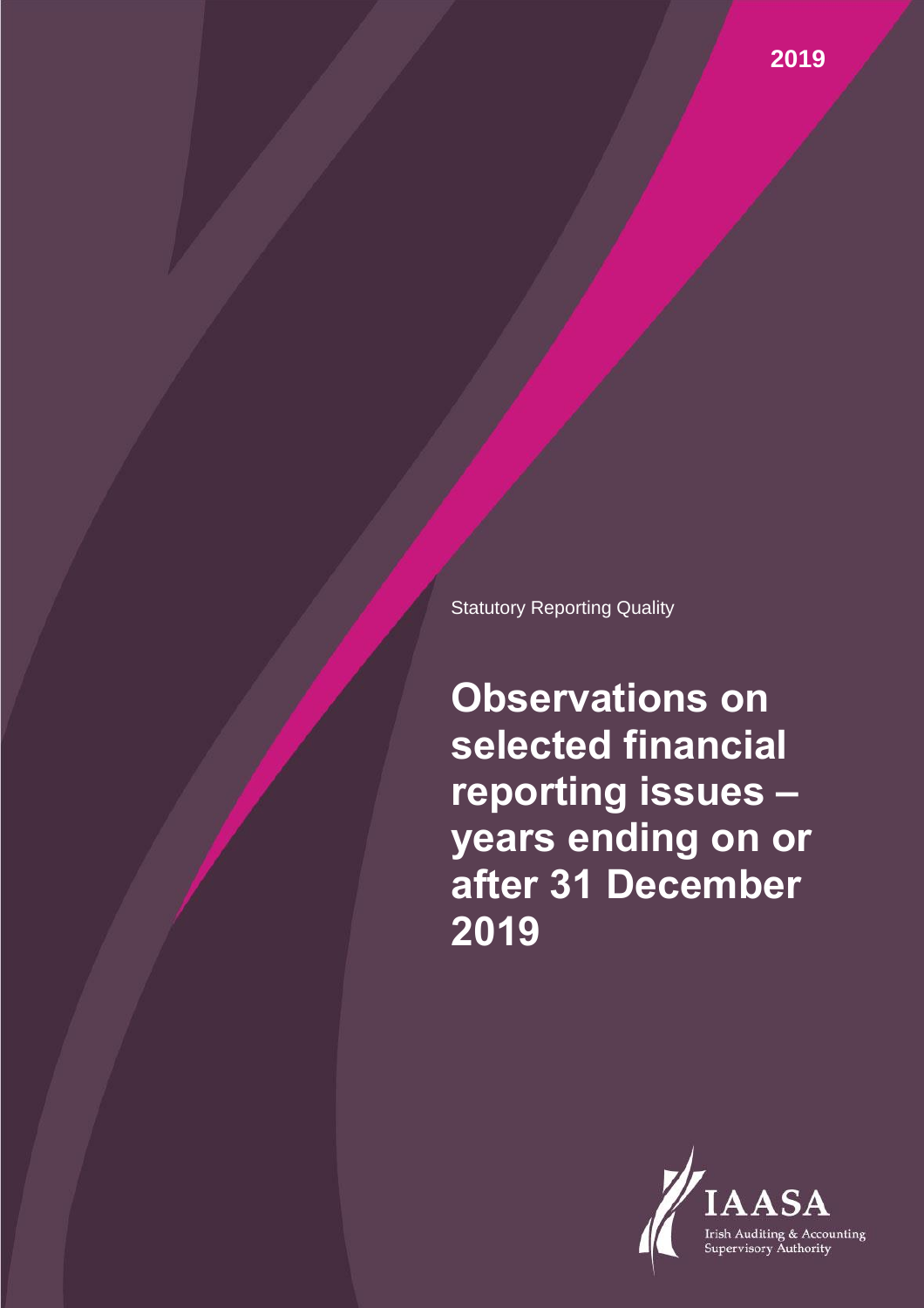2019

Statutory Reporting Quality

# Observations on selected financial reporting issues – years ending on or after 31 December 2019

IAASA

Irish Auditing & Accounting Supervisory Authority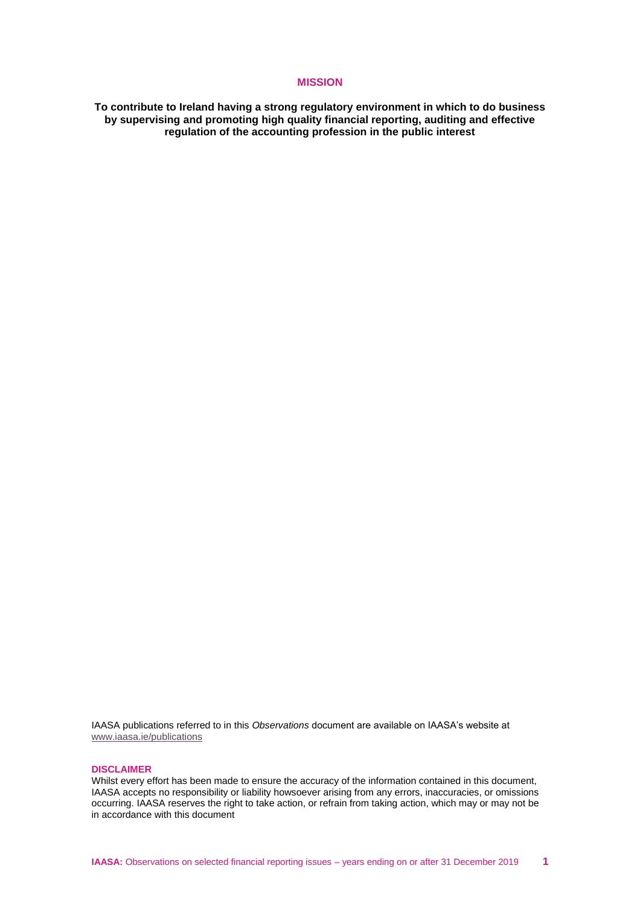## MISSION

**To contribute to Ireland having a strong regulatory environment in which to do business by supervising and promoting high quality financial reporting, auditing and effective regulation of the accounting profession in the public interest**

IAASA publications referred to in this *Observations* document are available on IAASA's website at www.iaasa.ie/publications

### DISCLAIMER

Whilst every effort has been made to ensure the accuracy of the information contained in this document, IAASA accepts no responsibility or liability howsoever arising from any errors, inaccuracies, or omissions occurring. IAASA reserves the right to take action, or refrain from taking action, which may or may not be in accordance with this document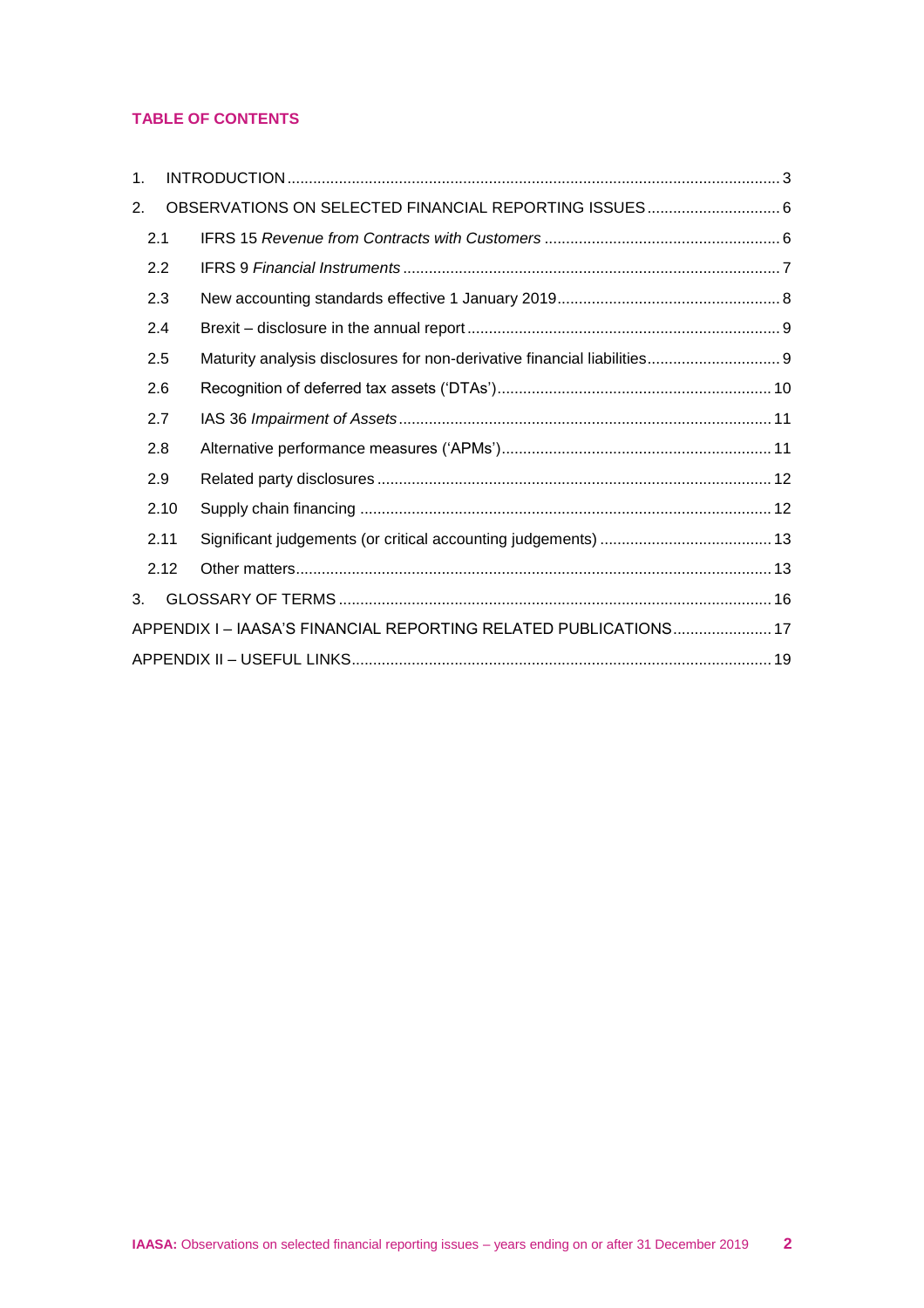## TABLE OF CONTENTS

1. INTRODUCTION ..... 3
2. OBSERVATIONS ON SELECTED FINANCIAL REPORTING ISSUES ..... 6
   - 2.1 IFRS 15 *Revenue from Contracts with Customers* ..... 6
   - 2.2 IFRS 9 *Financial Instruments* ..... 7
   - 2.3 New accounting standards effective 1 January 2019 ..... 8
   - 2.4 Brexit – disclosure in the annual report ..... 9
   - 2.5 Maturity analysis disclosures for non-derivative financial liabilities ..... 9
   - 2.6 Recognition of deferred tax assets ('DTAs') ..... 10
   - 2.7 IAS 36 *Impairment of Assets* ..... 11
   - 2.8 Alternative performance measures ('APMs') ..... 11
   - 2.9 Related party disclosures ..... 12
   - 2.10 Supply chain financing ..... 12
   - 2.11 Significant judgements (or critical accounting judgements) ..... 13
   - 2.12 Other matters ..... 13
3. GLOSSARY OF TERMS ..... 16

APPENDIX I – IAASA'S FINANCIAL REPORTING RELATED PUBLICATIONS ..... 17

APPENDIX II – USEFUL LINKS ..... 19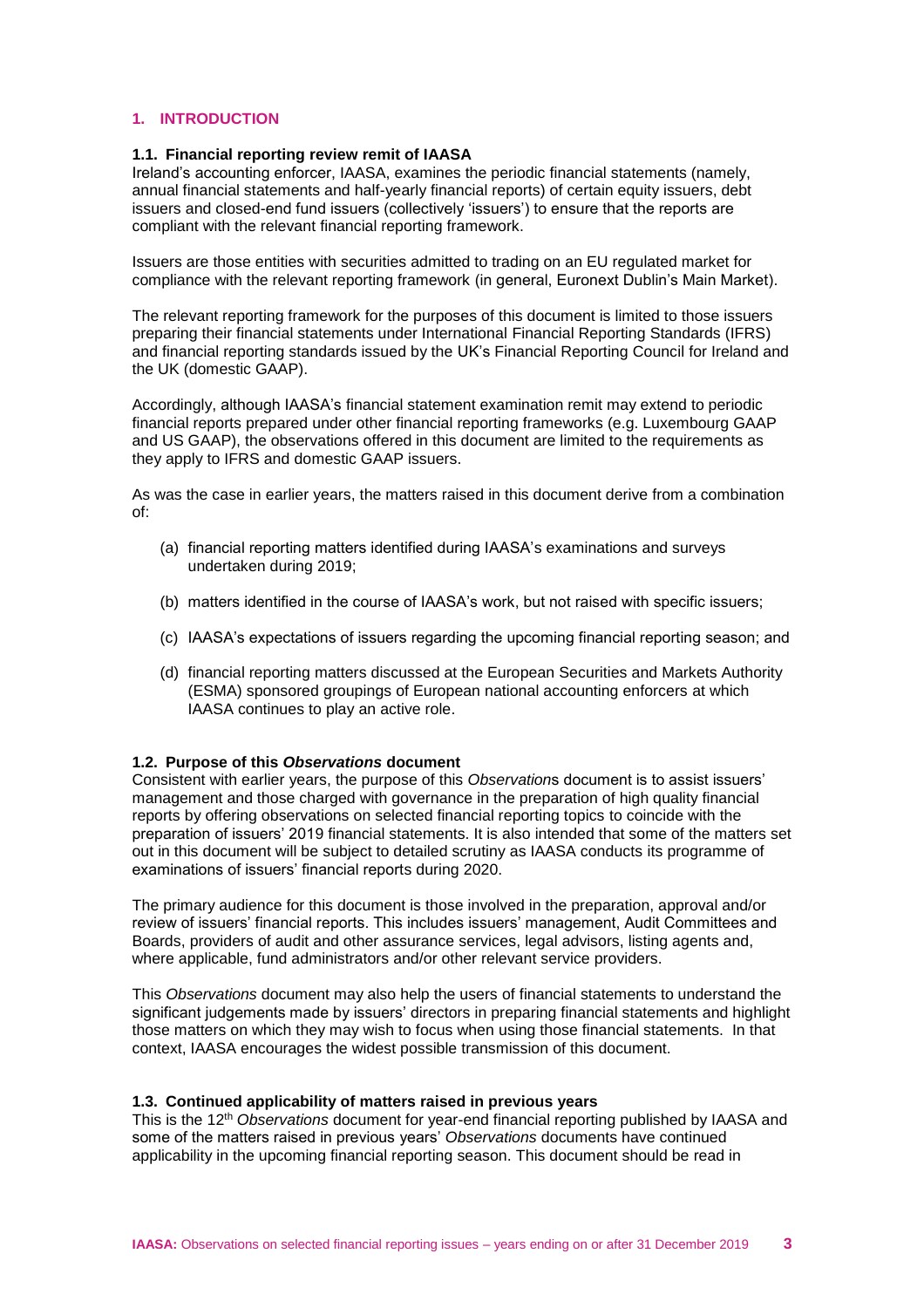## 1. INTRODUCTION

### 1.1. Financial reporting review remit of IAASA

Ireland's accounting enforcer, IAASA, examines the periodic financial statements (namely, annual financial statements and half-yearly financial reports) of certain equity issuers, debt issuers and closed-end fund issuers (collectively 'issuers') to ensure that the reports are compliant with the relevant financial reporting framework.

Issuers are those entities with securities admitted to trading on an EU regulated market for compliance with the relevant reporting framework (in general, Euronext Dublin's Main Market).

The relevant reporting framework for the purposes of this document is limited to those issuers preparing their financial statements under International Financial Reporting Standards (IFRS) and financial reporting standards issued by the UK's Financial Reporting Council for Ireland and the UK (domestic GAAP).

Accordingly, although IAASA's financial statement examination remit may extend to periodic financial reports prepared under other financial reporting frameworks (e.g. Luxembourg GAAP and US GAAP), the observations offered in this document are limited to the requirements as they apply to IFRS and domestic GAAP issuers.

As was the case in earlier years, the matters raised in this document derive from a combination of:

(a) financial reporting matters identified during IAASA's examinations and surveys undertaken during 2019;

(b) matters identified in the course of IAASA's work, but not raised with specific issuers;

(c) IAASA's expectations of issuers regarding the upcoming financial reporting season; and

(d) financial reporting matters discussed at the European Securities and Markets Authority (ESMA) sponsored groupings of European national accounting enforcers at which IAASA continues to play an active role.

### 1.2. Purpose of this *Observations* document

Consistent with earlier years, the purpose of this *Observation*s document is to assist issuers' management and those charged with governance in the preparation of high quality financial reports by offering observations on selected financial reporting topics to coincide with the preparation of issuers' 2019 financial statements. It is also intended that some of the matters set out in this document will be subject to detailed scrutiny as IAASA conducts its programme of examinations of issuers' financial reports during 2020.

The primary audience for this document is those involved in the preparation, approval and/or review of issuers' financial reports. This includes issuers' management, Audit Committees and Boards, providers of audit and other assurance services, legal advisors, listing agents and, where applicable, fund administrators and/or other relevant service providers.

This *Observations* document may also help the users of financial statements to understand the significant judgements made by issuers' directors in preparing financial statements and highlight those matters on which they may wish to focus when using those financial statements. In that context, IAASA encourages the widest possible transmission of this document.

### 1.3. Continued applicability of matters raised in previous years

This is the 12th *Observations* document for year-end financial reporting published by IAASA and some of the matters raised in previous years' *Observations* documents have continued applicability in the upcoming financial reporting season. This document should be read in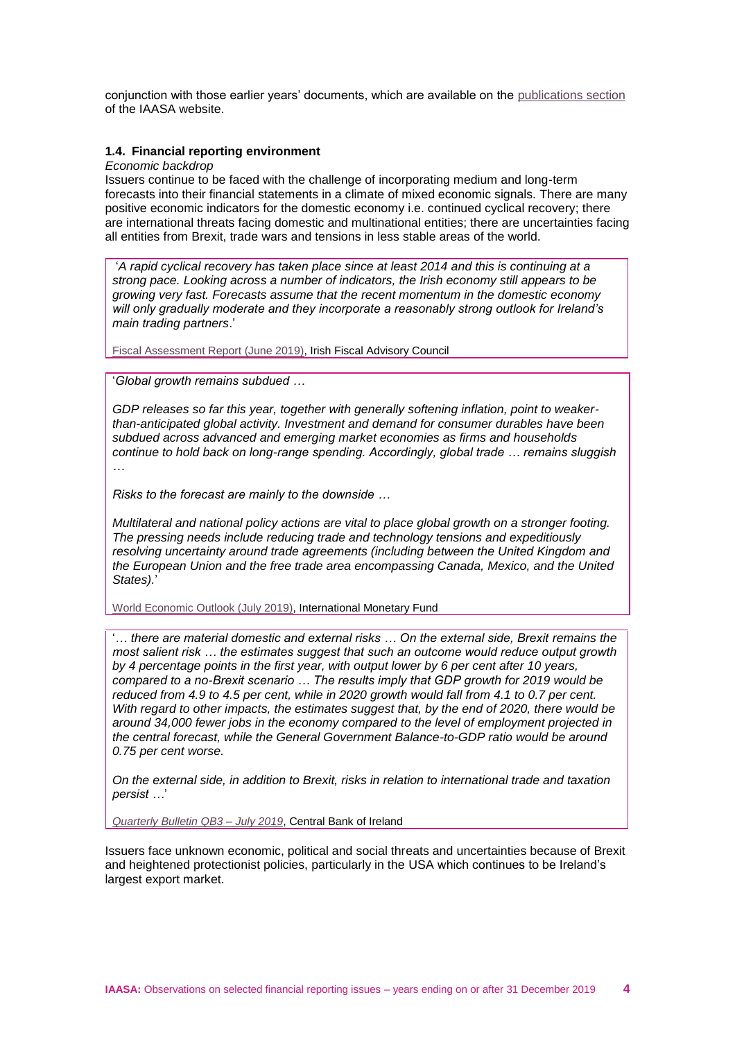conjunction with those earlier years' documents, which are available on the publications section of the IAASA website.

### 1.4. Financial reporting environment

*Economic backdrop*

Issuers continue to be faced with the challenge of incorporating medium and long-term forecasts into their financial statements in a climate of mixed economic signals. There are many positive economic indicators for the domestic economy i.e. continued cyclical recovery; there are international threats facing domestic and multinational entities; there are uncertainties facing all entities from Brexit, trade wars and tensions in less stable areas of the world.

> '*A rapid cyclical recovery has taken place since at least 2014 and this is continuing at a strong pace. Looking across a number of indicators, the Irish economy still appears to be growing very fast. Forecasts assume that the recent momentum in the domestic economy will only gradually moderate and they incorporate a reasonably strong outlook for Ireland's main trading partners*.'
>
> Fiscal Assessment Report (June 2019), Irish Fiscal Advisory Council

> '*Global growth remains subdued …*
>
> *GDP releases so far this year, together with generally softening inflation, point to weaker-than-anticipated global activity. Investment and demand for consumer durables have been subdued across advanced and emerging market economies as firms and households continue to hold back on long-range spending. Accordingly, global trade … remains sluggish …*
>
> *Risks to the forecast are mainly to the downside …*
>
> *Multilateral and national policy actions are vital to place global growth on a stronger footing. The pressing needs include reducing trade and technology tensions and expeditiously resolving uncertainty around trade agreements (including between the United Kingdom and the European Union and the free trade area encompassing Canada, Mexico, and the United States).*'
>
> World Economic Outlook (July 2019), International Monetary Fund

> '*… there are material domestic and external risks … On the external side, Brexit remains the most salient risk … the estimates suggest that such an outcome would reduce output growth by 4 percentage points in the first year, with output lower by 6 per cent after 10 years, compared to a no-Brexit scenario … The results imply that GDP growth for 2019 would be reduced from 4.9 to 4.5 per cent, while in 2020 growth would fall from 4.1 to 0.7 per cent. With regard to other impacts, the estimates suggest that, by the end of 2020, there would be around 34,000 fewer jobs in the economy compared to the level of employment projected in the central forecast, while the General Government Balance-to-GDP ratio would be around 0.75 per cent worse.*
>
> *On the external side, in addition to Brexit, risks in relation to international trade and taxation persist …*'
>
> *Quarterly Bulletin QB3 – July 2019*, Central Bank of Ireland

Issuers face unknown economic, political and social threats and uncertainties because of Brexit and heightened protectionist policies, particularly in the USA which continues to be Ireland's largest export market.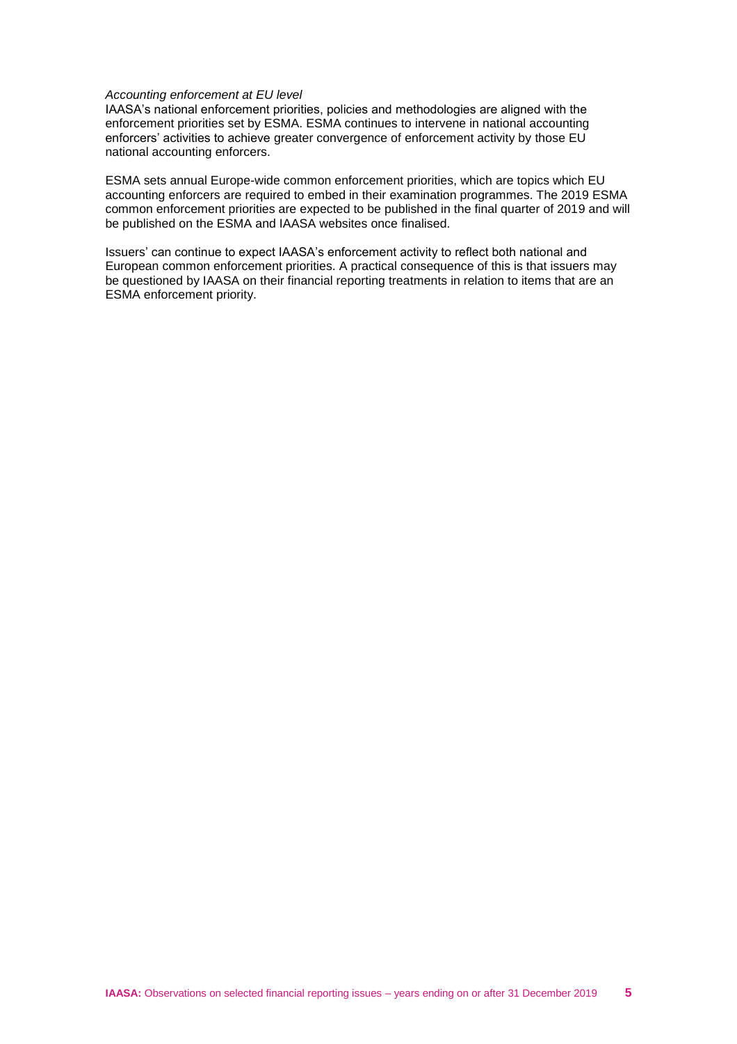*Accounting enforcement at EU level*

IAASA's national enforcement priorities, policies and methodologies are aligned with the enforcement priorities set by ESMA. ESMA continues to intervene in national accounting enforcers' activities to achieve greater convergence of enforcement activity by those EU national accounting enforcers.

ESMA sets annual Europe-wide common enforcement priorities, which are topics which EU accounting enforcers are required to embed in their examination programmes. The 2019 ESMA common enforcement priorities are expected to be published in the final quarter of 2019 and will be published on the ESMA and IAASA websites once finalised.

Issuers' can continue to expect IAASA's enforcement activity to reflect both national and European common enforcement priorities. A practical consequence of this is that issuers may be questioned by IAASA on their financial reporting treatments in relation to items that are an ESMA enforcement priority.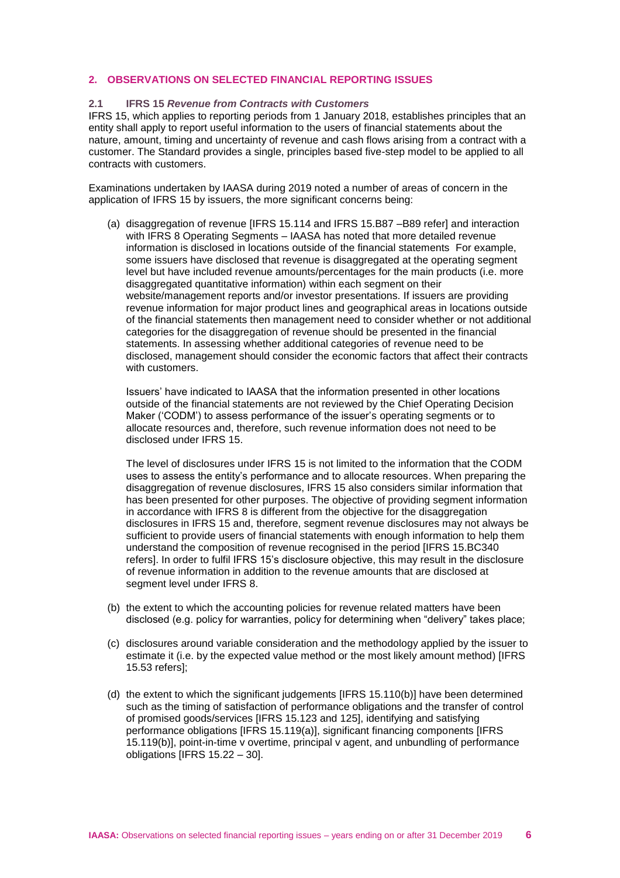## 2. OBSERVATIONS ON SELECTED FINANCIAL REPORTING ISSUES

### 2.1 IFRS 15 *Revenue from Contracts with Customers*

IFRS 15, which applies to reporting periods from 1 January 2018, establishes principles that an entity shall apply to report useful information to the users of financial statements about the nature, amount, timing and uncertainty of revenue and cash flows arising from a contract with a customer. The Standard provides a single, principles based five-step model to be applied to all contracts with customers.

Examinations undertaken by IAASA during 2019 noted a number of areas of concern in the application of IFRS 15 by issuers, the more significant concerns being:

(a) disaggregation of revenue [IFRS 15.114 and IFRS 15.B87 –B89 refer] and interaction with IFRS 8 Operating Segments – IAASA has noted that more detailed revenue information is disclosed in locations outside of the financial statements For example, some issuers have disclosed that revenue is disaggregated at the operating segment level but have included revenue amounts/percentages for the main products (i.e. more disaggregated quantitative information) within each segment on their website/management reports and/or investor presentations. If issuers are providing revenue information for major product lines and geographical areas in locations outside of the financial statements then management need to consider whether or not additional categories for the disaggregation of revenue should be presented in the financial statements. In assessing whether additional categories of revenue need to be disclosed, management should consider the economic factors that affect their contracts with customers.

Issuers' have indicated to IAASA that the information presented in other locations outside of the financial statements are not reviewed by the Chief Operating Decision Maker ('CODM') to assess performance of the issuer's operating segments or to allocate resources and, therefore, such revenue information does not need to be disclosed under IFRS 15.

The level of disclosures under IFRS 15 is not limited to the information that the CODM uses to assess the entity's performance and to allocate resources. When preparing the disaggregation of revenue disclosures, IFRS 15 also considers similar information that has been presented for other purposes. The objective of providing segment information in accordance with IFRS 8 is different from the objective for the disaggregation disclosures in IFRS 15 and, therefore, segment revenue disclosures may not always be sufficient to provide users of financial statements with enough information to help them understand the composition of revenue recognised in the period [IFRS 15.BC340 refers]. In order to fulfil IFRS 15's disclosure objective, this may result in the disclosure of revenue information in addition to the revenue amounts that are disclosed at segment level under IFRS 8.

(b) the extent to which the accounting policies for revenue related matters have been disclosed (e.g. policy for warranties, policy for determining when "delivery" takes place;

(c) disclosures around variable consideration and the methodology applied by the issuer to estimate it (i.e. by the expected value method or the most likely amount method) [IFRS 15.53 refers];

(d) the extent to which the significant judgements [IFRS 15.110(b)] have been determined such as the timing of satisfaction of performance obligations and the transfer of control of promised goods/services [IFRS 15.123 and 125], identifying and satisfying performance obligations [IFRS 15.119(a)], significant financing components [IFRS 15.119(b)], point-in-time v overtime, principal v agent, and unbundling of performance obligations [IFRS 15.22 – 30].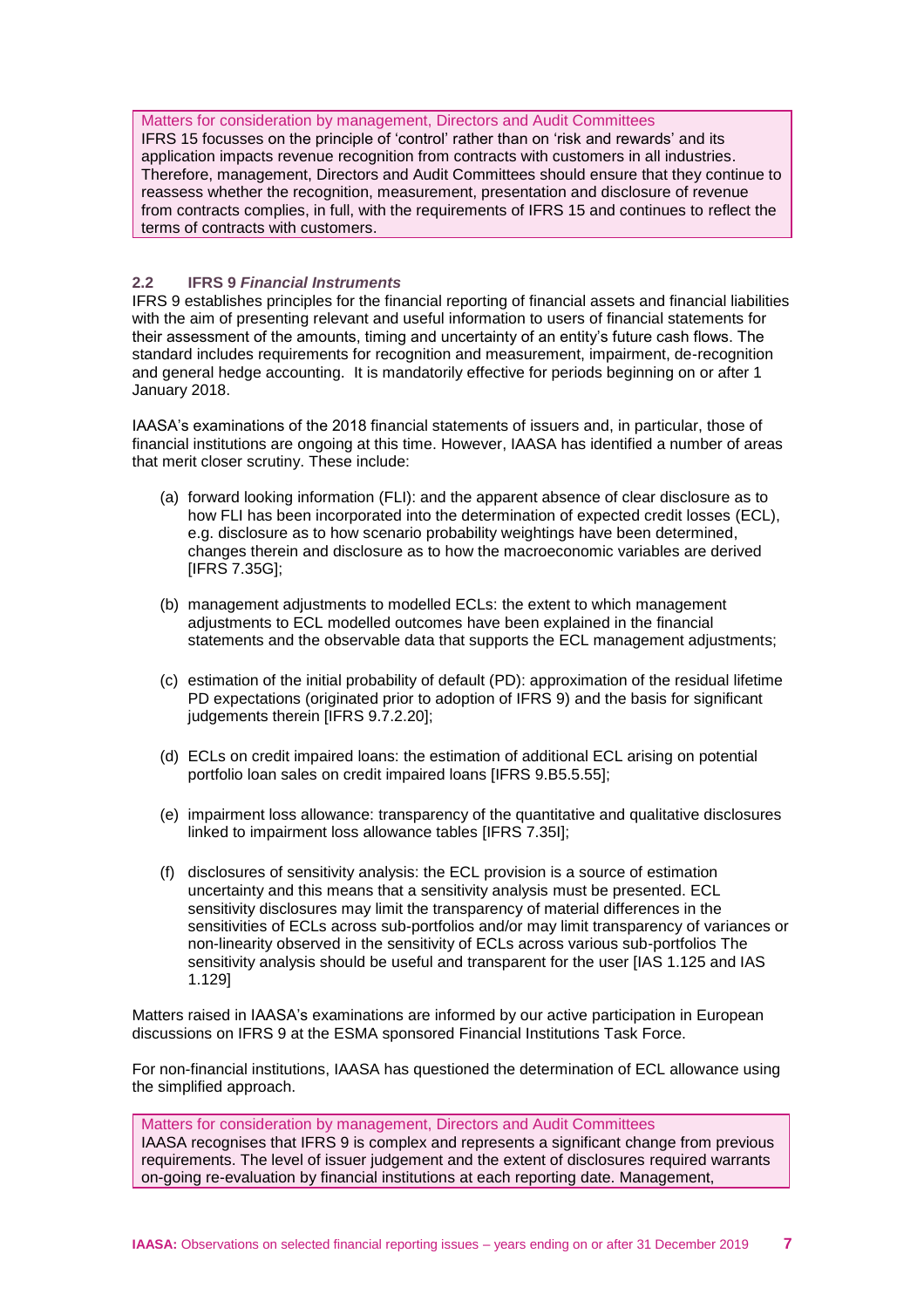> Matters for consideration by management, Directors and Audit Committees
> IFRS 15 focusses on the principle of 'control' rather than on 'risk and rewards' and its application impacts revenue recognition from contracts with customers in all industries. Therefore, management, Directors and Audit Committees should ensure that they continue to reassess whether the recognition, measurement, presentation and disclosure of revenue from contracts complies, in full, with the requirements of IFRS 15 and continues to reflect the terms of contracts with customers.

### 2.2 IFRS 9 *Financial Instruments*

IFRS 9 establishes principles for the financial reporting of financial assets and financial liabilities with the aim of presenting relevant and useful information to users of financial statements for their assessment of the amounts, timing and uncertainty of an entity's future cash flows. The standard includes requirements for recognition and measurement, impairment, de-recognition and general hedge accounting. It is mandatorily effective for periods beginning on or after 1 January 2018.

IAASA's examinations of the 2018 financial statements of issuers and, in particular, those of financial institutions are ongoing at this time. However, IAASA has identified a number of areas that merit closer scrutiny. These include:

(a) forward looking information (FLI): and the apparent absence of clear disclosure as to how FLI has been incorporated into the determination of expected credit losses (ECL), e.g. disclosure as to how scenario probability weightings have been determined, changes therein and disclosure as to how the macroeconomic variables are derived [IFRS 7.35G];

(b) management adjustments to modelled ECLs: the extent to which management adjustments to ECL modelled outcomes have been explained in the financial statements and the observable data that supports the ECL management adjustments;

(c) estimation of the initial probability of default (PD): approximation of the residual lifetime PD expectations (originated prior to adoption of IFRS 9) and the basis for significant judgements therein [IFRS 9.7.2.20];

(d) ECLs on credit impaired loans: the estimation of additional ECL arising on potential portfolio loan sales on credit impaired loans [IFRS 9.B5.5.55];

(e) impairment loss allowance: transparency of the quantitative and qualitative disclosures linked to impairment loss allowance tables [IFRS 7.35I];

(f) disclosures of sensitivity analysis: the ECL provision is a source of estimation uncertainty and this means that a sensitivity analysis must be presented. ECL sensitivity disclosures may limit the transparency of material differences in the sensitivities of ECLs across sub-portfolios and/or may limit transparency of variances or non-linearity observed in the sensitivity of ECLs across various sub-portfolios The sensitivity analysis should be useful and transparent for the user [IAS 1.125 and IAS 1.129]

Matters raised in IAASA's examinations are informed by our active participation in European discussions on IFRS 9 at the ESMA sponsored Financial Institutions Task Force.

For non-financial institutions, IAASA has questioned the determination of ECL allowance using the simplified approach.

> Matters for consideration by management, Directors and Audit Committees
> IAASA recognises that IFRS 9 is complex and represents a significant change from previous requirements. The level of issuer judgement and the extent of disclosures required warrants on-going re-evaluation by financial institutions at each reporting date. Management,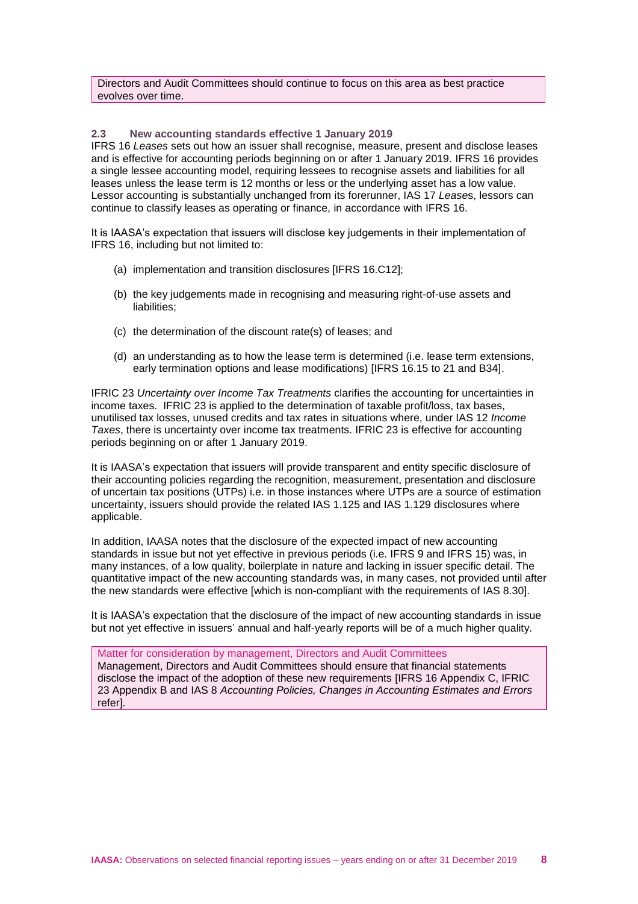Directors and Audit Committees should continue to focus on this area as best practice evolves over time.

### 2.3 New accounting standards effective 1 January 2019

IFRS 16 *Leases* sets out how an issuer shall recognise, measure, present and disclose leases and is effective for accounting periods beginning on or after 1 January 2019. IFRS 16 provides a single lessee accounting model, requiring lessees to recognise assets and liabilities for all leases unless the lease term is 12 months or less or the underlying asset has a low value. Lessor accounting is substantially unchanged from its forerunner, IAS 17 *Leases*, lessors can continue to classify leases as operating or finance, in accordance with IFRS 16.

It is IAASA's expectation that issuers will disclose key judgements in their implementation of IFRS 16, including but not limited to:

(a) implementation and transition disclosures [IFRS 16.C12];

(b) the key judgements made in recognising and measuring right-of-use assets and liabilities;

(c) the determination of the discount rate(s) of leases; and

(d) an understanding as to how the lease term is determined (i.e. lease term extensions, early termination options and lease modifications) [IFRS 16.15 to 21 and B34].

IFRIC 23 *Uncertainty over Income Tax Treatments* clarifies the accounting for uncertainties in income taxes. IFRIC 23 is applied to the determination of taxable profit/loss, tax bases, unutilised tax losses, unused credits and tax rates in situations where, under IAS 12 *Income Taxes*, there is uncertainty over income tax treatments. IFRIC 23 is effective for accounting periods beginning on or after 1 January 2019.

It is IAASA's expectation that issuers will provide transparent and entity specific disclosure of their accounting policies regarding the recognition, measurement, presentation and disclosure of uncertain tax positions (UTPs) i.e. in those instances where UTPs are a source of estimation uncertainty, issuers should provide the related IAS 1.125 and IAS 1.129 disclosures where applicable.

In addition, IAASA notes that the disclosure of the expected impact of new accounting standards in issue but not yet effective in previous periods (i.e. IFRS 9 and IFRS 15) was, in many instances, of a low quality, boilerplate in nature and lacking in issuer specific detail. The quantitative impact of the new accounting standards was, in many cases, not provided until after the new standards were effective [which is non-compliant with the requirements of IAS 8.30].

It is IAASA's expectation that the disclosure of the impact of new accounting standards in issue but not yet effective in issuers' annual and half-yearly reports will be of a much higher quality.

Matter for consideration by management, Directors and Audit Committees

Management, Directors and Audit Committees should ensure that financial statements disclose the impact of the adoption of these new requirements [IFRS 16 Appendix C, IFRIC 23 Appendix B and IAS 8 *Accounting Policies, Changes in Accounting Estimates and Errors* refer].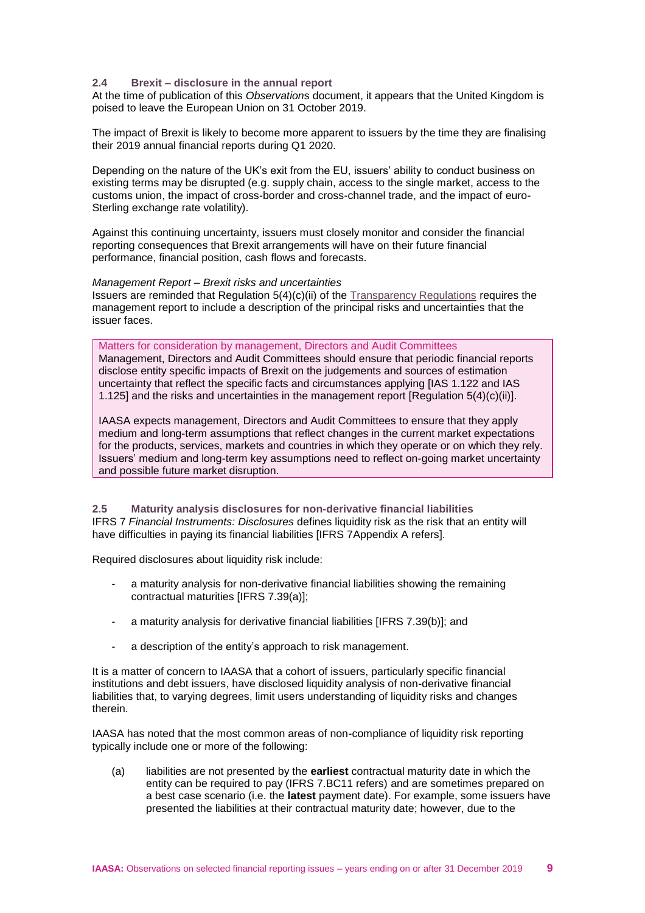### 2.4 Brexit – disclosure in the annual report

At the time of publication of this *Observations* document, it appears that the United Kingdom is poised to leave the European Union on 31 October 2019.

The impact of Brexit is likely to become more apparent to issuers by the time they are finalising their 2019 annual financial reports during Q1 2020.

Depending on the nature of the UK's exit from the EU, issuers' ability to conduct business on existing terms may be disrupted (e.g. supply chain, access to the single market, access to the customs union, the impact of cross-border and cross-channel trade, and the impact of euro-Sterling exchange rate volatility).

Against this continuing uncertainty, issuers must closely monitor and consider the financial reporting consequences that Brexit arrangements will have on their future financial performance, financial position, cash flows and forecasts.

*Management Report – Brexit risks and uncertainties*

Issuers are reminded that Regulation 5(4)(c)(ii) of the Transparency Regulations requires the management report to include a description of the principal risks and uncertainties that the issuer faces.

> Matters for consideration by management, Directors and Audit Committees
>
> Management, Directors and Audit Committees should ensure that periodic financial reports disclose entity specific impacts of Brexit on the judgements and sources of estimation uncertainty that reflect the specific facts and circumstances applying [IAS 1.122 and IAS 1.125] and the risks and uncertainties in the management report [Regulation 5(4)(c)(ii)].
>
> IAASA expects management, Directors and Audit Committees to ensure that they apply medium and long-term assumptions that reflect changes in the current market expectations for the products, services, markets and countries in which they operate or on which they rely. Issuers' medium and long-term key assumptions need to reflect on-going market uncertainty and possible future market disruption.

### 2.5 Maturity analysis disclosures for non-derivative financial liabilities

IFRS 7 *Financial Instruments: Disclosures* defines liquidity risk as the risk that an entity will have difficulties in paying its financial liabilities [IFRS 7Appendix A refers].

Required disclosures about liquidity risk include:

- a maturity analysis for non-derivative financial liabilities showing the remaining contractual maturities [IFRS 7.39(a)];
- a maturity analysis for derivative financial liabilities [IFRS 7.39(b)]; and
- a description of the entity's approach to risk management.

It is a matter of concern to IAASA that a cohort of issuers, particularly specific financial institutions and debt issuers, have disclosed liquidity analysis of non-derivative financial liabilities that, to varying degrees, limit users understanding of liquidity risks and changes therein.

IAASA has noted that the most common areas of non-compliance of liquidity risk reporting typically include one or more of the following:

(a) liabilities are not presented by the **earliest** contractual maturity date in which the entity can be required to pay (IFRS 7.BC11 refers) and are sometimes prepared on a best case scenario (i.e. the **latest** payment date). For example, some issuers have presented the liabilities at their contractual maturity date; however, due to the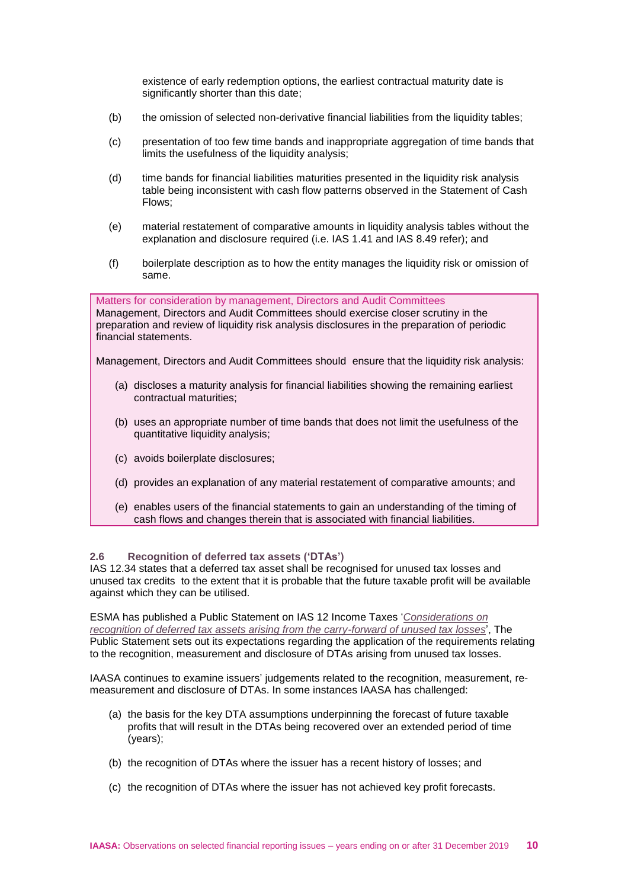existence of early redemption options, the earliest contractual maturity date is significantly shorter than this date;

(b) the omission of selected non-derivative financial liabilities from the liquidity tables;

(c) presentation of too few time bands and inappropriate aggregation of time bands that limits the usefulness of the liquidity analysis;

(d) time bands for financial liabilities maturities presented in the liquidity risk analysis table being inconsistent with cash flow patterns observed in the Statement of Cash Flows;

(e) material restatement of comparative amounts in liquidity analysis tables without the explanation and disclosure required (i.e. IAS 1.41 and IAS 8.49 refer); and

(f) boilerplate description as to how the entity manages the liquidity risk or omission of same.

> Matters for consideration by management, Directors and Audit Committees
>
> Management, Directors and Audit Committees should exercise closer scrutiny in the preparation and review of liquidity risk analysis disclosures in the preparation of periodic financial statements.
>
> Management, Directors and Audit Committees should ensure that the liquidity risk analysis:
>
> (a) discloses a maturity analysis for financial liabilities showing the remaining earliest contractual maturities;
>
> (b) uses an appropriate number of time bands that does not limit the usefulness of the quantitative liquidity analysis;
>
> (c) avoids boilerplate disclosures;
>
> (d) provides an explanation of any material restatement of comparative amounts; and
>
> (e) enables users of the financial statements to gain an understanding of the timing of cash flows and changes therein that is associated with financial liabilities.

### 2.6 Recognition of deferred tax assets ('DTAs')

IAS 12.34 states that a deferred tax asset shall be recognised for unused tax losses and unused tax credits to the extent that it is probable that the future taxable profit will be available against which they can be utilised.

ESMA has published a Public Statement on IAS 12 Income Taxes '*Considerations on recognition of deferred tax assets arising from the carry-forward of unused tax losses*', The Public Statement sets out its expectations regarding the application of the requirements relating to the recognition, measurement and disclosure of DTAs arising from unused tax losses.

IAASA continues to examine issuers' judgements related to the recognition, measurement, re-measurement and disclosure of DTAs. In some instances IAASA has challenged:

(a) the basis for the key DTA assumptions underpinning the forecast of future taxable profits that will result in the DTAs being recovered over an extended period of time (years);

(b) the recognition of DTAs where the issuer has a recent history of losses; and

(c) the recognition of DTAs where the issuer has not achieved key profit forecasts.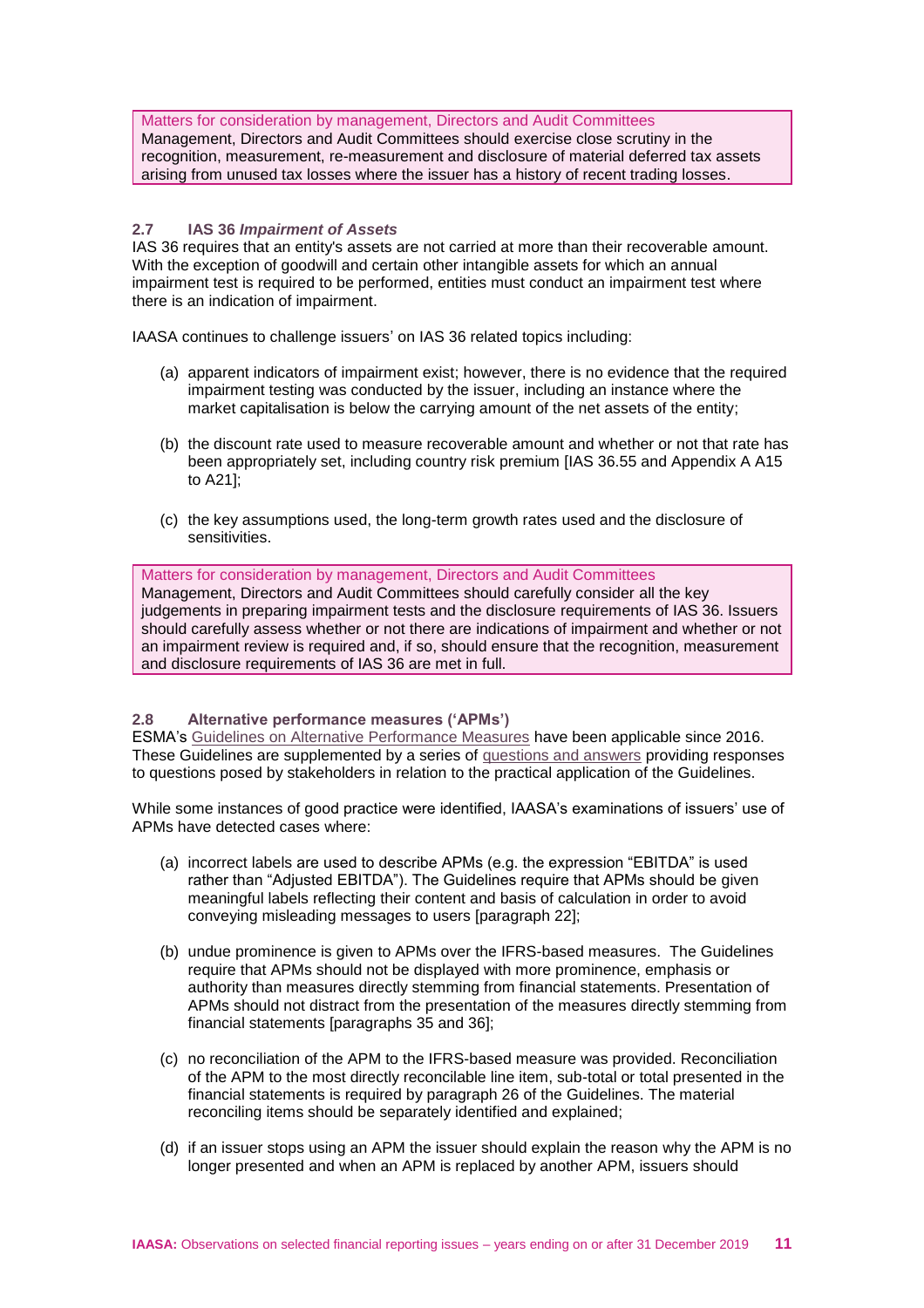> Matters for consideration by management, Directors and Audit Committees
> Management, Directors and Audit Committees should exercise close scrutiny in the recognition, measurement, re-measurement and disclosure of material deferred tax assets arising from unused tax losses where the issuer has a history of recent trading losses.

### 2.7 IAS 36 *Impairment of Assets*

IAS 36 requires that an entity's assets are not carried at more than their recoverable amount. With the exception of goodwill and certain other intangible assets for which an annual impairment test is required to be performed, entities must conduct an impairment test where there is an indication of impairment.

IAASA continues to challenge issuers' on IAS 36 related topics including:

(a) apparent indicators of impairment exist; however, there is no evidence that the required impairment testing was conducted by the issuer, including an instance where the market capitalisation is below the carrying amount of the net assets of the entity;

(b) the discount rate used to measure recoverable amount and whether or not that rate has been appropriately set, including country risk premium [IAS 36.55 and Appendix A A15 to A21];

(c) the key assumptions used, the long-term growth rates used and the disclosure of sensitivities.

> Matters for consideration by management, Directors and Audit Committees
> Management, Directors and Audit Committees should carefully consider all the key judgements in preparing impairment tests and the disclosure requirements of IAS 36. Issuers should carefully assess whether or not there are indications of impairment and whether or not an impairment review is required and, if so, should ensure that the recognition, measurement and disclosure requirements of IAS 36 are met in full.

### 2.8 Alternative performance measures ('APMs')

ESMA's Guidelines on Alternative Performance Measures have been applicable since 2016. These Guidelines are supplemented by a series of questions and answers providing responses to questions posed by stakeholders in relation to the practical application of the Guidelines.

While some instances of good practice were identified, IAASA's examinations of issuers' use of APMs have detected cases where:

(a) incorrect labels are used to describe APMs (e.g. the expression "EBITDA" is used rather than "Adjusted EBITDA"). The Guidelines require that APMs should be given meaningful labels reflecting their content and basis of calculation in order to avoid conveying misleading messages to users [paragraph 22];

(b) undue prominence is given to APMs over the IFRS-based measures. The Guidelines require that APMs should not be displayed with more prominence, emphasis or authority than measures directly stemming from financial statements. Presentation of APMs should not distract from the presentation of the measures directly stemming from financial statements [paragraphs 35 and 36];

(c) no reconciliation of the APM to the IFRS-based measure was provided. Reconciliation of the APM to the most directly reconcilable line item, sub-total or total presented in the financial statements is required by paragraph 26 of the Guidelines. The material reconciling items should be separately identified and explained;

(d) if an issuer stops using an APM the issuer should explain the reason why the APM is no longer presented and when an APM is replaced by another APM, issuers should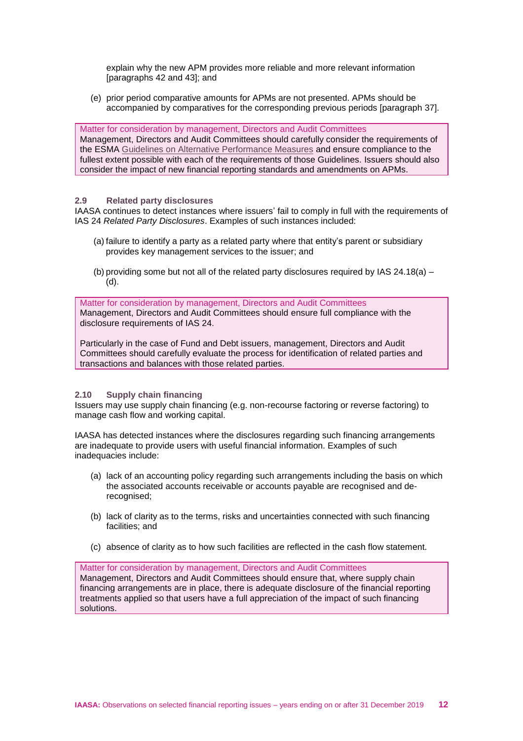explain why the new APM provides more reliable and more relevant information [paragraphs 42 and 43]; and

(e) prior period comparative amounts for APMs are not presented. APMs should be accompanied by comparatives for the corresponding previous periods [paragraph 37].

> Matter for consideration by management, Directors and Audit Committees
> Management, Directors and Audit Committees should carefully consider the requirements of the ESMA Guidelines on Alternative Performance Measures and ensure compliance to the fullest extent possible with each of the requirements of those Guidelines. Issuers should also consider the impact of new financial reporting standards and amendments on APMs.

### 2.9 Related party disclosures

IAASA continues to detect instances where issuers' fail to comply in full with the requirements of IAS 24 *Related Party Disclosures*. Examples of such instances included:

(a) failure to identify a party as a related party where that entity's parent or subsidiary provides key management services to the issuer; and

(b) providing some but not all of the related party disclosures required by IAS 24.18(a) – (d).

> Matter for consideration by management, Directors and Audit Committees
> Management, Directors and Audit Committees should ensure full compliance with the disclosure requirements of IAS 24.
>
> Particularly in the case of Fund and Debt issuers, management, Directors and Audit Committees should carefully evaluate the process for identification of related parties and transactions and balances with those related parties.

### 2.10 Supply chain financing

Issuers may use supply chain financing (e.g. non-recourse factoring or reverse factoring) to manage cash flow and working capital.

IAASA has detected instances where the disclosures regarding such financing arrangements are inadequate to provide users with useful financial information. Examples of such inadequacies include:

(a) lack of an accounting policy regarding such arrangements including the basis on which the associated accounts receivable or accounts payable are recognised and de-recognised;

(b) lack of clarity as to the terms, risks and uncertainties connected with such financing facilities; and

(c) absence of clarity as to how such facilities are reflected in the cash flow statement.

> Matter for consideration by management, Directors and Audit Committees
> Management, Directors and Audit Committees should ensure that, where supply chain financing arrangements are in place, there is adequate disclosure of the financial reporting treatments applied so that users have a full appreciation of the impact of such financing solutions.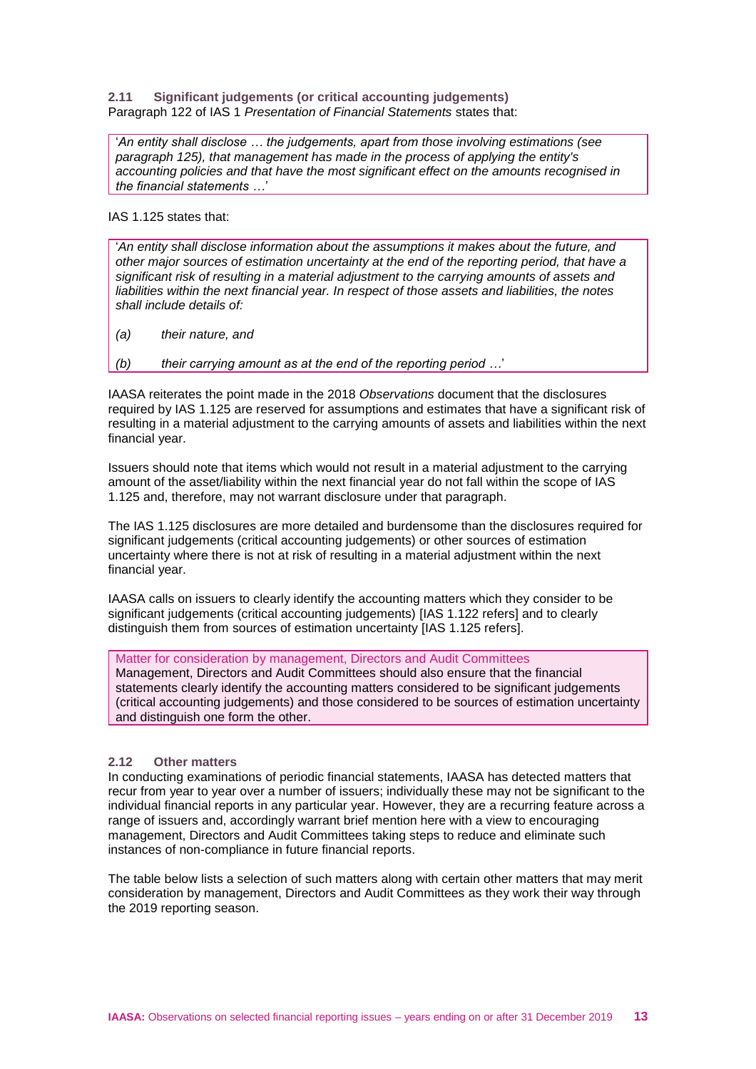### 2.11 Significant judgements (or critical accounting judgements)

Paragraph 122 of IAS 1 *Presentation of Financial Statements* states that:

> '*An entity shall disclose … the judgements, apart from those involving estimations (see paragraph 125), that management has made in the process of applying the entity's accounting policies and that have the most significant effect on the amounts recognised in the financial statements …*'

IAS 1.125 states that:

> '*An entity shall disclose information about the assumptions it makes about the future, and other major sources of estimation uncertainty at the end of the reporting period, that have a significant risk of resulting in a material adjustment to the carrying amounts of assets and liabilities within the next financial year. In respect of those assets and liabilities, the notes shall include details of:*
>
> *(a) their nature, and*
>
> *(b) their carrying amount as at the end of the reporting period …*'

IAASA reiterates the point made in the 2018 *Observations* document that the disclosures required by IAS 1.125 are reserved for assumptions and estimates that have a significant risk of resulting in a material adjustment to the carrying amounts of assets and liabilities within the next financial year.

Issuers should note that items which would not result in a material adjustment to the carrying amount of the asset/liability within the next financial year do not fall within the scope of IAS 1.125 and, therefore, may not warrant disclosure under that paragraph.

The IAS 1.125 disclosures are more detailed and burdensome than the disclosures required for significant judgements (critical accounting judgements) or other sources of estimation uncertainty where there is not at risk of resulting in a material adjustment within the next financial year.

IAASA calls on issuers to clearly identify the accounting matters which they consider to be significant judgements (critical accounting judgements) [IAS 1.122 refers] and to clearly distinguish them from sources of estimation uncertainty [IAS 1.125 refers].

> Matter for consideration by management, Directors and Audit Committees
>
> Management, Directors and Audit Committees should also ensure that the financial statements clearly identify the accounting matters considered to be significant judgements (critical accounting judgements) and those considered to be sources of estimation uncertainty and distinguish one form the other.

### 2.12 Other matters

In conducting examinations of periodic financial statements, IAASA has detected matters that recur from year to year over a number of issuers; individually these may not be significant to the individual financial reports in any particular year. However, they are a recurring feature across a range of issuers and, accordingly warrant brief mention here with a view to encouraging management, Directors and Audit Committees taking steps to reduce and eliminate such instances of non-compliance in future financial reports.

The table below lists a selection of such matters along with certain other matters that may merit consideration by management, Directors and Audit Committees as they work their way through the 2019 reporting season.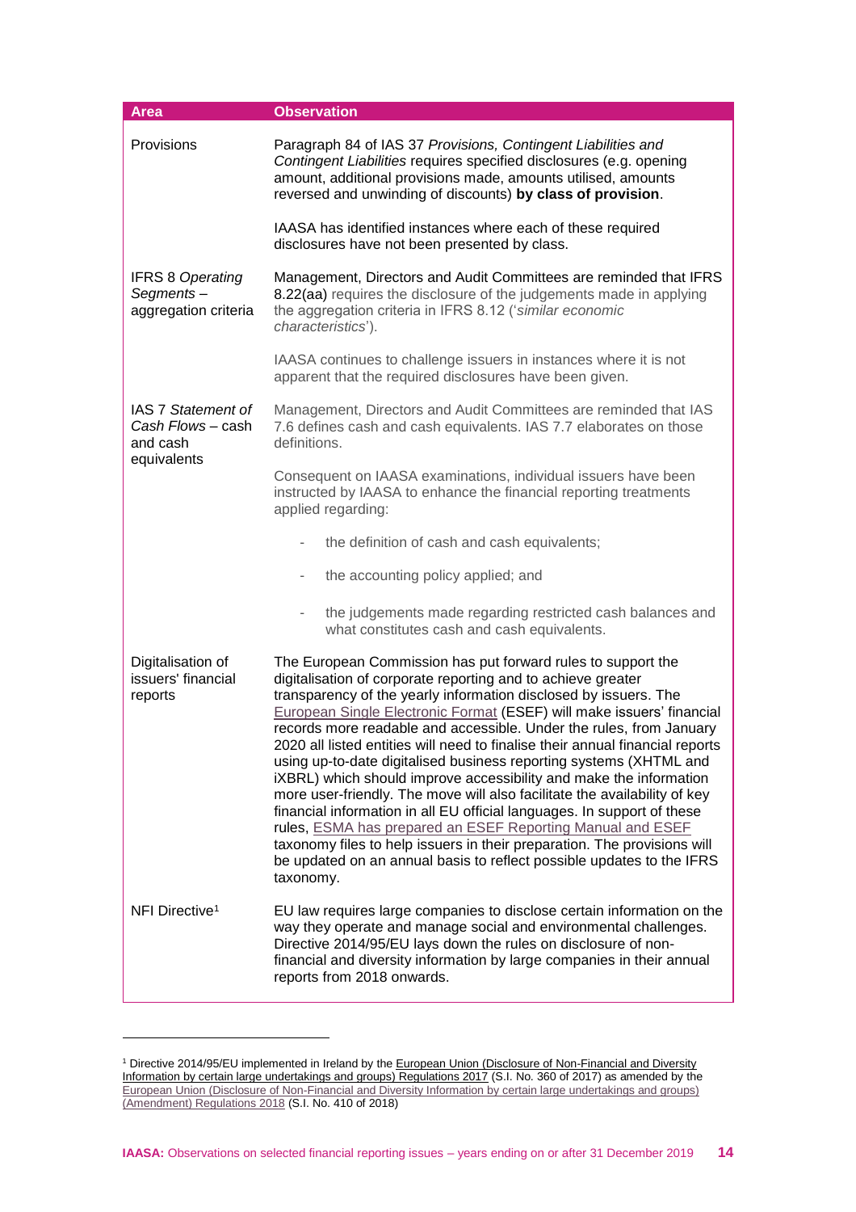| Area | Observation |
| --- | --- |
| Provisions | Paragraph 84 of IAS 37 *Provisions, Contingent Liabilities and Contingent Liabilities* requires specified disclosures (e.g. opening amount, additional provisions made, amounts utilised, amounts reversed and unwinding of discounts) **by class of provision**.<br><br>IAASA has identified instances where each of these required disclosures have not been presented by class. |
| IFRS 8 *Operating Segments* – aggregation criteria | Management, Directors and Audit Committees are reminded that IFRS 8.22(aa) requires the disclosure of the judgements made in applying the aggregation criteria in IFRS 8.12 ('*similar economic characteristics*').<br><br>IAASA continues to challenge issuers in instances where it is not apparent that the required disclosures have been given. |
| IAS 7 *Statement of Cash Flows* – cash and cash equivalents | Management, Directors and Audit Committees are reminded that IAS 7.6 defines cash and cash equivalents. IAS 7.7 elaborates on those definitions.<br><br>Consequent on IAASA examinations, individual issuers have been instructed by IAASA to enhance the financial reporting treatments applied regarding:<br><br>- the definition of cash and cash equivalents;<br>- the accounting policy applied; and<br>- the judgements made regarding restricted cash balances and what constitutes cash and cash equivalents. |
| Digitalisation of issuers' financial reports | The European Commission has put forward rules to support the digitalisation of corporate reporting and to achieve greater transparency of the yearly information disclosed by issuers. The European Single Electronic Format (ESEF) will make issuers' financial records more readable and accessible. Under the rules, from January 2020 all listed entities will need to finalise their annual financial reports using up-to-date digitalised business reporting systems (XHTML and iXBRL) which should improve accessibility and make the information more user-friendly. The move will also facilitate the availability of key financial information in all EU official languages. In support of these rules, ESMA has prepared an ESEF Reporting Manual and ESEF taxonomy files to help issuers in their preparation. The provisions will be updated on an annual basis to reflect possible updates to the IFRS taxonomy. |
| NFI Directive[1] | EU law requires large companies to disclose certain information on the way they operate and manage social and environmental challenges. Directive 2014/95/EU lays down the rules on disclosure of non-financial and diversity information by large companies in their annual reports from 2018 onwards. |

[1] Directive 2014/95/EU implemented in Ireland by the European Union (Disclosure of Non-Financial and Diversity Information by certain large undertakings and groups) Regulations 2017 (S.I. No. 360 of 2017) as amended by the European Union (Disclosure of Non-Financial and Diversity Information by certain large undertakings and groups) (Amendment) Regulations 2018 (S.I. No. 410 of 2018)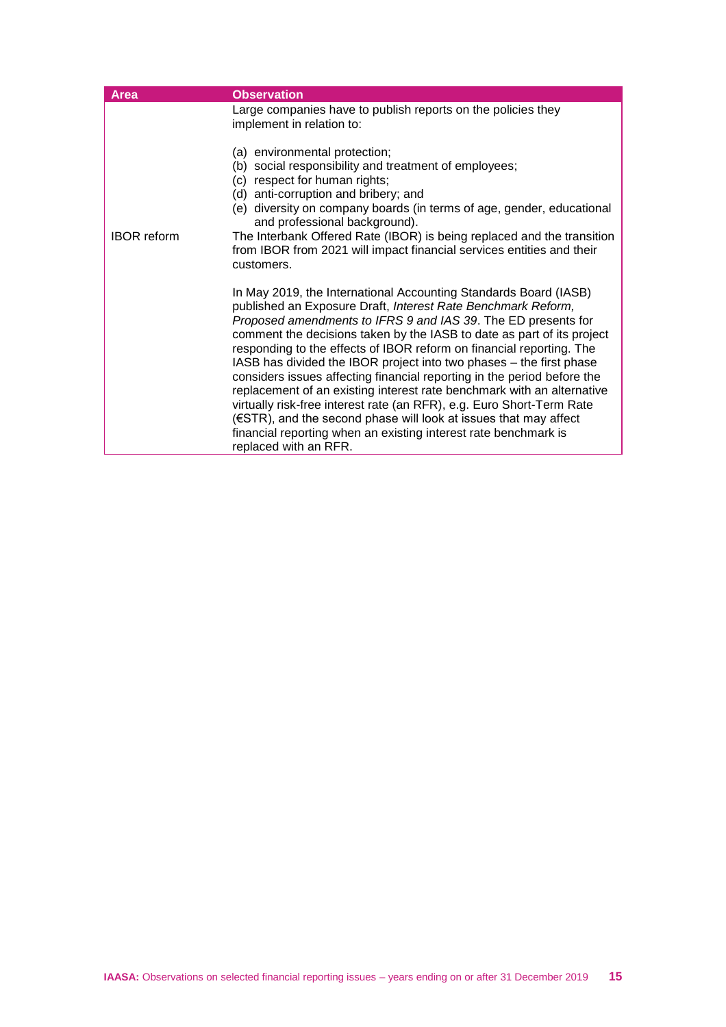| Area | Observation |
| --- | --- |
| | Large companies have to publish reports on the policies they implement in relation to:<br><br>(a) environmental protection;<br>(b) social responsibility and treatment of employees;<br>(c) respect for human rights;<br>(d) anti-corruption and bribery; and<br>(e) diversity on company boards (in terms of age, gender, educational and professional background). |
| IBOR reform | The Interbank Offered Rate (IBOR) is being replaced and the transition from IBOR from 2021 will impact financial services entities and their customers.<br><br>In May 2019, the International Accounting Standards Board (IASB) published an Exposure Draft, *Interest Rate Benchmark Reform, Proposed amendments to IFRS 9 and IAS 39*. The ED presents for comment the decisions taken by the IASB to date as part of its project responding to the effects of IBOR reform on financial reporting. The IASB has divided the IBOR project into two phases – the first phase considers issues affecting financial reporting in the period before the replacement of an existing interest rate benchmark with an alternative virtually risk-free interest rate (an RFR), e.g. Euro Short-Term Rate (€STR), and the second phase will look at issues that may affect financial reporting when an existing interest rate benchmark is replaced with an RFR. |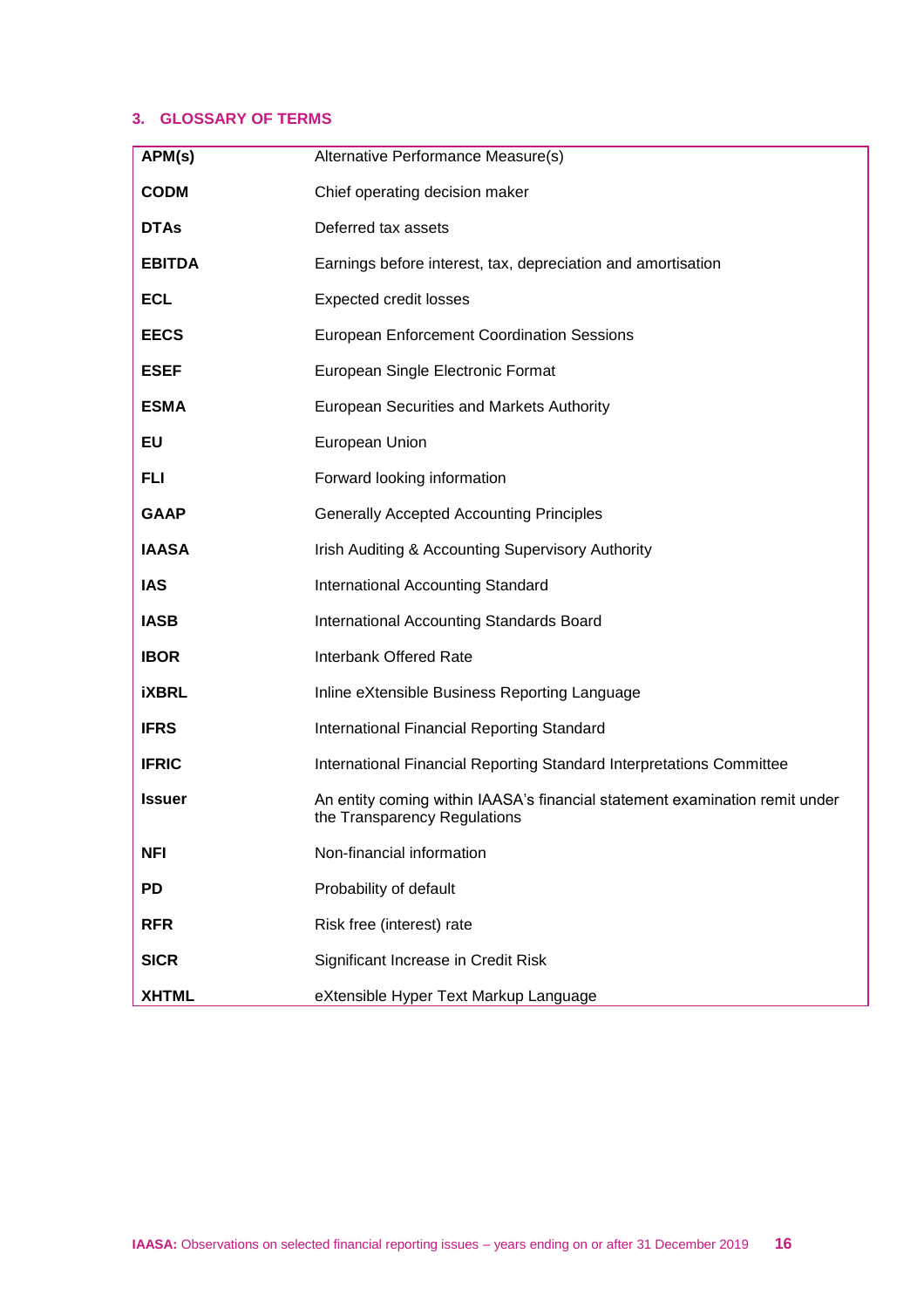## 3. GLOSSARY OF TERMS

| | |
|---|---|
| **APM(s)** | Alternative Performance Measure(s) |
| **CODM** | Chief operating decision maker |
| **DTAs** | Deferred tax assets |
| **EBITDA** | Earnings before interest, tax, depreciation and amortisation |
| **ECL** | Expected credit losses |
| **EECS** | European Enforcement Coordination Sessions |
| **ESEF** | European Single Electronic Format |
| **ESMA** | European Securities and Markets Authority |
| **EU** | European Union |
| **FLI** | Forward looking information |
| **GAAP** | Generally Accepted Accounting Principles |
| **IAASA** | Irish Auditing & Accounting Supervisory Authority |
| **IAS** | International Accounting Standard |
| **IASB** | International Accounting Standards Board |
| **IBOR** | Interbank Offered Rate |
| **iXBRL** | Inline eXtensible Business Reporting Language |
| **IFRS** | International Financial Reporting Standard |
| **IFRIC** | International Financial Reporting Standard Interpretations Committee |
| **Issuer** | An entity coming within IAASA's financial statement examination remit under the Transparency Regulations |
| **NFI** | Non-financial information |
| **PD** | Probability of default |
| **RFR** | Risk free (interest) rate |
| **SICR** | Significant Increase in Credit Risk |
| **XHTML** | eXtensible Hyper Text Markup Language |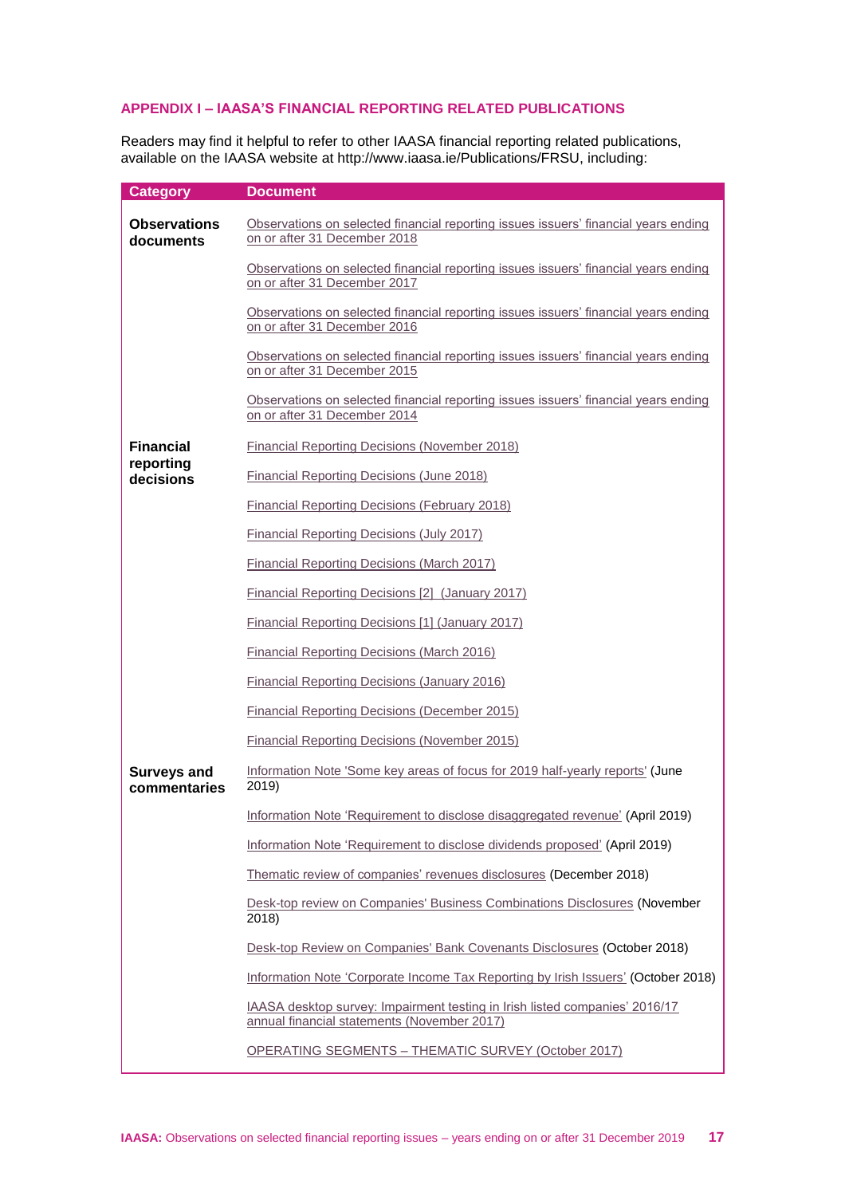## APPENDIX I – IAASA'S FINANCIAL REPORTING RELATED PUBLICATIONS

Readers may find it helpful to refer to other IAASA financial reporting related publications, available on the IAASA website at http://www.iaasa.ie/Publications/FRSU, including:

| Category | Document |
|---|---|
| **Observations documents** | Observations on selected financial reporting issues issuers' financial years ending on or after 31 December 2018 |
| | Observations on selected financial reporting issues issuers' financial years ending on or after 31 December 2017 |
| | Observations on selected financial reporting issues issuers' financial years ending on or after 31 December 2016 |
| | Observations on selected financial reporting issues issuers' financial years ending on or after 31 December 2015 |
| | Observations on selected financial reporting issues issuers' financial years ending on or after 31 December 2014 |
| **Financial reporting decisions** | Financial Reporting Decisions (November 2018) |
| | Financial Reporting Decisions (June 2018) |
| | Financial Reporting Decisions (February 2018) |
| | Financial Reporting Decisions (July 2017) |
| | Financial Reporting Decisions (March 2017) |
| | Financial Reporting Decisions [2] (January 2017) |
| | Financial Reporting Decisions [1] (January 2017) |
| | Financial Reporting Decisions (March 2016) |
| | Financial Reporting Decisions (January 2016) |
| | Financial Reporting Decisions (December 2015) |
| | Financial Reporting Decisions (November 2015) |
| **Surveys and commentaries** | Information Note 'Some key areas of focus for 2019 half-yearly reports' (June 2019) |
| | Information Note 'Requirement to disclose disaggregated revenue' (April 2019) |
| | Information Note 'Requirement to disclose dividends proposed' (April 2019) |
| | Thematic review of companies' revenues disclosures (December 2018) |
| | Desk-top review on Companies' Business Combinations Disclosures (November 2018) |
| | Desk-top Review on Companies' Bank Covenants Disclosures (October 2018) |
| | Information Note 'Corporate Income Tax Reporting by Irish Issuers' (October 2018) |
| | IAASA desktop survey: Impairment testing in Irish listed companies' 2016/17 annual financial statements (November 2017) |
| | OPERATING SEGMENTS – THEMATIC SURVEY (October 2017) |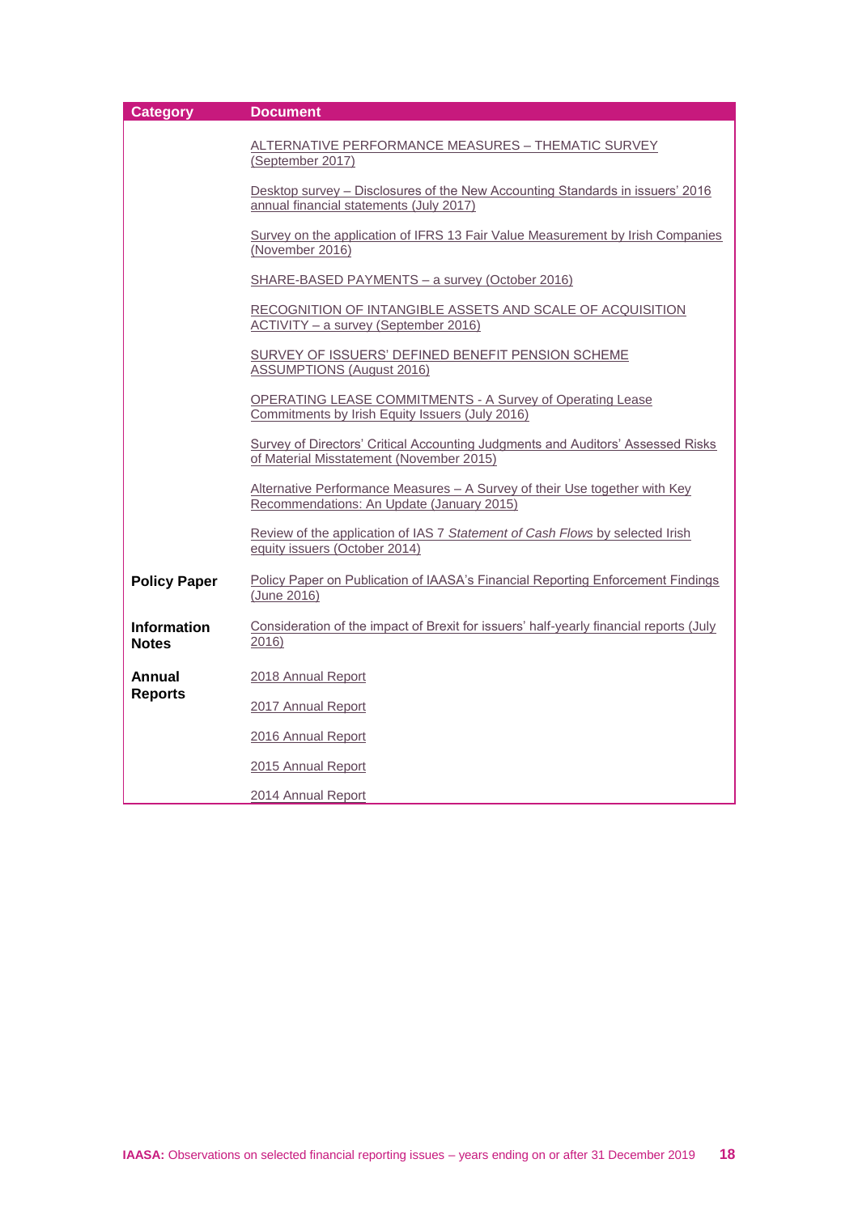| Category | Document |
|---|---|
| | ALTERNATIVE PERFORMANCE MEASURES – THEMATIC SURVEY (September 2017) |
| | Desktop survey – Disclosures of the New Accounting Standards in issuers' 2016 annual financial statements (July 2017) |
| | Survey on the application of IFRS 13 Fair Value Measurement by Irish Companies (November 2016) |
| | SHARE-BASED PAYMENTS – a survey (October 2016) |
| | RECOGNITION OF INTANGIBLE ASSETS AND SCALE OF ACQUISITION ACTIVITY – a survey (September 2016) |
| | SURVEY OF ISSUERS' DEFINED BENEFIT PENSION SCHEME ASSUMPTIONS (August 2016) |
| | OPERATING LEASE COMMITMENTS - A Survey of Operating Lease Commitments by Irish Equity Issuers (July 2016) |
| | Survey of Directors' Critical Accounting Judgments and Auditors' Assessed Risks of Material Misstatement (November 2015) |
| | Alternative Performance Measures – A Survey of their Use together with Key Recommendations: An Update (January 2015) |
| | Review of the application of IAS 7 *Statement of Cash Flows* by selected Irish equity issuers (October 2014) |
| **Policy Paper** | Policy Paper on Publication of IAASA's Financial Reporting Enforcement Findings (June 2016) |
| **Information Notes** | Consideration of the impact of Brexit for issuers' half-yearly financial reports (July 2016) |
| **Annual Reports** | 2018 Annual Report |
| | 2017 Annual Report |
| | 2016 Annual Report |
| | 2015 Annual Report |
| | 2014 Annual Report |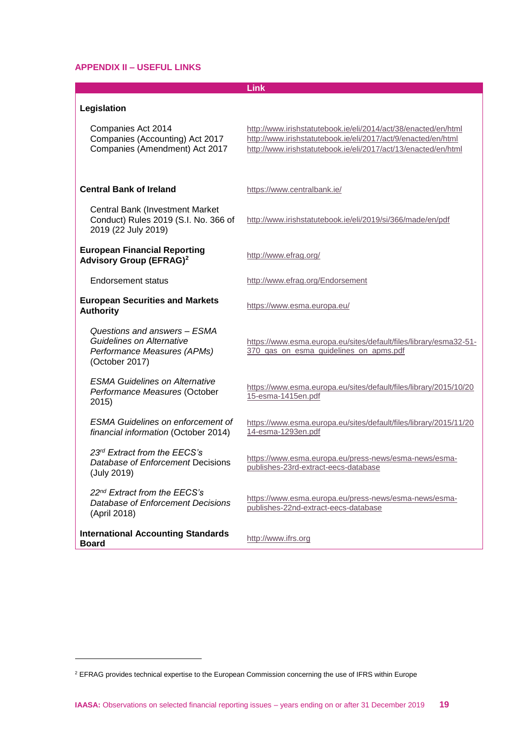## APPENDIX II – USEFUL LINKS

| | Link |
|---|---|
| **Legislation** | |
| Companies Act 2014<br>Companies (Accounting) Act 2017<br>Companies (Amendment) Act 2017 | http://www.irishstatutebook.ie/eli/2014/act/38/enacted/en/html<br>http://www.irishstatutebook.ie/eli/2017/act/9/enacted/en/html<br>http://www.irishstatutebook.ie/eli/2017/act/13/enacted/en/html |
| **Central Bank of Ireland** | https://www.centralbank.ie/ |
| Central Bank (Investment Market Conduct) Rules 2019 (S.I. No. 366 of 2019 (22 July 2019) | http://www.irishstatutebook.ie/eli/2019/si/366/made/en/pdf |
| **European Financial Reporting Advisory Group (EFRAG)**[2] | http://www.efrag.org/ |
| Endorsement status | http://www.efrag.org/Endorsement |
| **European Securities and Markets Authority** | https://www.esma.europa.eu/ |
| *Questions and answers – ESMA Guidelines on Alternative Performance Measures (APMs)* (October 2017) | https://www.esma.europa.eu/sites/default/files/library/esma32-51-370_qas_on_esma_guidelines_on_apms.pdf |
| *ESMA Guidelines on Alternative Performance Measures* (October 2015) | https://www.esma.europa.eu/sites/default/files/library/2015/10/2015-esma-1415en.pdf |
| *ESMA Guidelines on enforcement of financial information* (October 2014) | https://www.esma.europa.eu/sites/default/files/library/2015/11/2014-esma-1293en.pdf |
| *23rd Extract from the EECS's Database of Enforcement* Decisions (July 2019) | https://www.esma.europa.eu/press-news/esma-news/esma-publishes-23rd-extract-eecs-database |
| *22nd Extract from the EECS's Database of Enforcement Decisions* (April 2018) | https://www.esma.europa.eu/press-news/esma-news/esma-publishes-22nd-extract-eecs-database |
| **International Accounting Standards Board** | http://www.ifrs.org |

[2] EFRAG provides technical expertise to the European Commission concerning the use of IFRS within Europe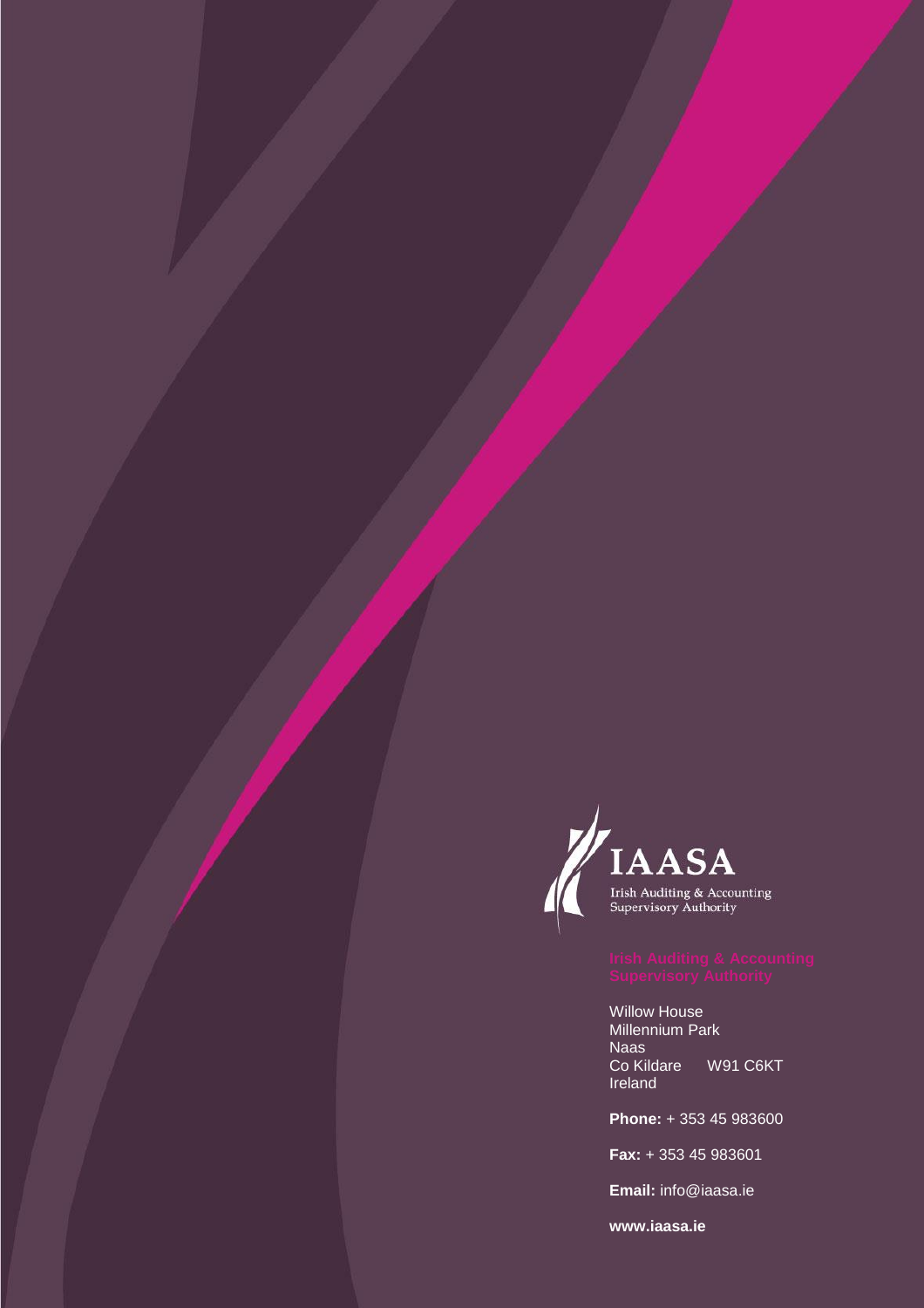IAASA

Irish Auditing & Accounting Supervisory Authority

**Irish Auditing & Accounting Supervisory Authority**

Willow House
Millennium Park
Naas
Co Kildare W91 C6KT
Ireland

**Phone:** + 353 45 983600

**Fax:** + 353 45 983601

**Email:** info@iaasa.ie

**www.iaasa.ie**